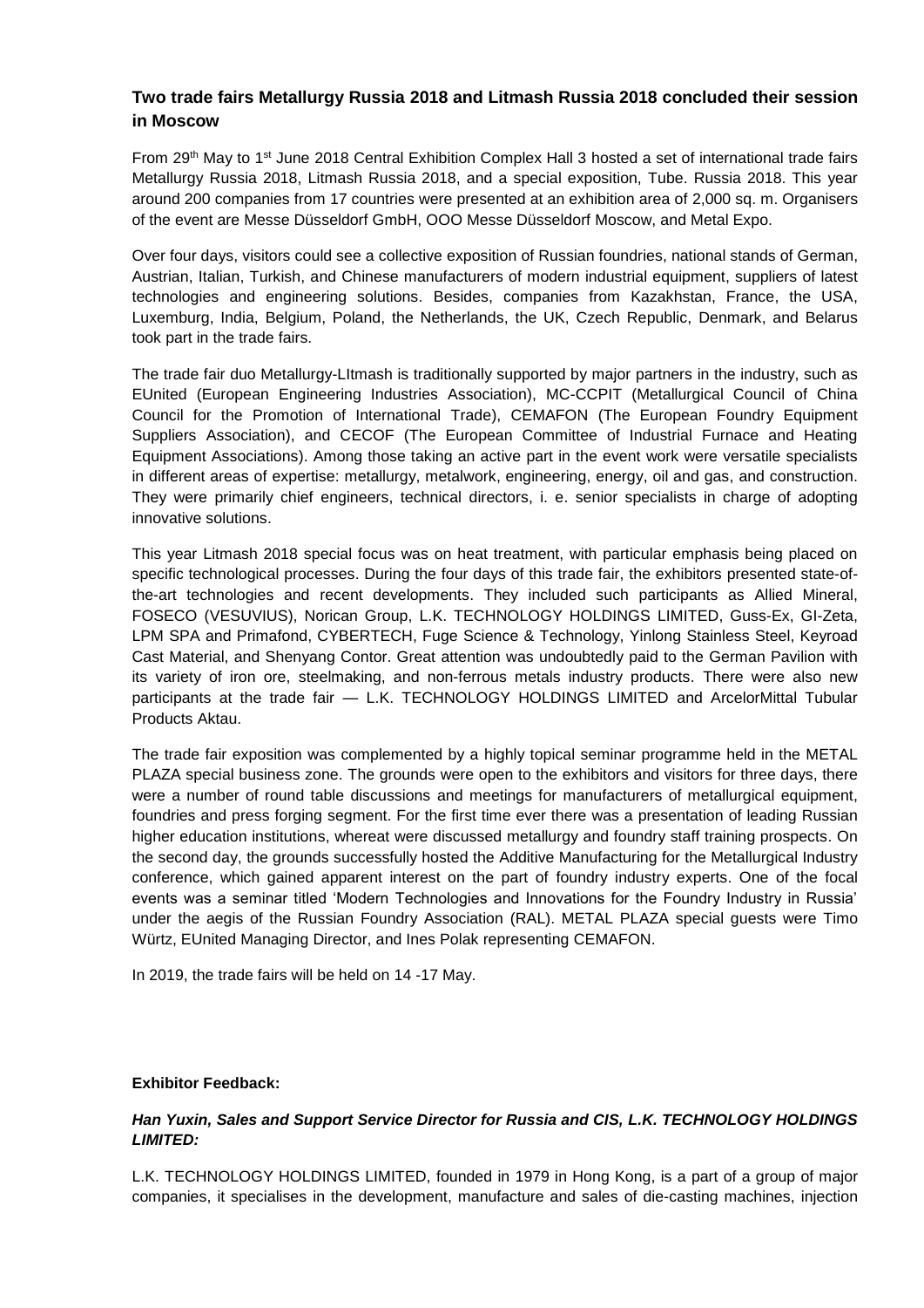## Two trade fairs Metallurgy Russia 2018 and Litmash Russia 2018 concluded their session in Moscow

From 29th May to 1st June 2018 Central Exhibition Complex Hall 3 hosted a set of international trade fairs Metallurgy Russia 2018, Litmash Russia 2018, and a special exposition, Tube. Russia 2018. This year around 200 companies from 17 countries were presented at an exhibition area of 2,000 sq. m. Organisers of the event are Messe Düsseldorf GmbH, OOO Messe Düsseldorf Moscow, and Metal Expo.

Over four days, visitors could see a collective exposition of Russian foundries, national stands of German, Austrian, Italian, Turkish, and Chinese manufacturers of modern industrial equipment, suppliers of latest technologies and engineering solutions. Besides, companies from Kazakhstan, France, the USA, Luxemburg, India, Belgium, Poland, the Netherlands, the UK, Czech Republic, Denmark, and Belarus took part in the trade fairs.

The trade fair duo Metallurgy-LItmash is traditionally supported by major partners in the industry, such as EUnited (European Engineering Industries Association), MC-CCPIT (Metallurgical Council of China Council for the Promotion of International Trade), CEMAFON (The European Foundry Equipment Suppliers Association), and CECOF (The European Committee of Industrial Furnace and Heating Equipment Associations). Among those taking an active part in the event work were versatile specialists in different areas of expertise: metallurgy, metalwork, engineering, energy, oil and gas, and construction. They were primarily chief engineers, technical directors, i. e. senior specialists in charge of adopting innovative solutions.

This year Litmash 2018 special focus was on heat treatment, with particular emphasis being placed on specific technological processes. During the four days of this trade fair, the exhibitors presented state-of-the-art technologies and recent developments. They included such participants as Allied Mineral, FOSECO (VESUVIUS), Norican Group, L.K. TECHNOLOGY HOLDINGS LIMITED, Guss-Ex, GI-Zeta, LPM SPA and Primafond, CYBERTECH, Fuge Science & Technology, Yinlong Stainless Steel, Keyroad Cast Material, and Shenyang Contor. Great attention was undoubtedly paid to the German Pavilion with its variety of iron ore, steelmaking, and non-ferrous metals industry products. There were also new participants at the trade fair — L.K. TECHNOLOGY HOLDINGS LIMITED and ArcelorMittal Tubular Products Aktau.

The trade fair exposition was complemented by a highly topical seminar programme held in the METAL PLAZA special business zone. The grounds were open to the exhibitors and visitors for three days, there were a number of round table discussions and meetings for manufacturers of metallurgical equipment, foundries and press forging segment. For the first time ever there was a presentation of leading Russian higher education institutions, whereat were discussed metallurgy and foundry staff training prospects. On the second day, the grounds successfully hosted the Additive Manufacturing for the Metallurgical Industry conference, which gained apparent interest on the part of foundry industry experts. One of the focal events was a seminar titled 'Modern Technologies and Innovations for the Foundry Industry in Russia' under the aegis of the Russian Foundry Association (RAL). METAL PLAZA special guests were Timo Würtz, EUnited Managing Director, and Ines Polak representing CEMAFON.

In 2019, the trade fairs will be held on 14 -17 May.

**Exhibitor Feedback:**

***Han Yuxin, Sales and Support Service Director for Russia and CIS, L.K. TECHNOLOGY HOLDINGS LIMITED:***

L.K. TECHNOLOGY HOLDINGS LIMITED, founded in 1979 in Hong Kong, is a part of a group of major companies, it specialises in the development, manufacture and sales of die-casting machines, injection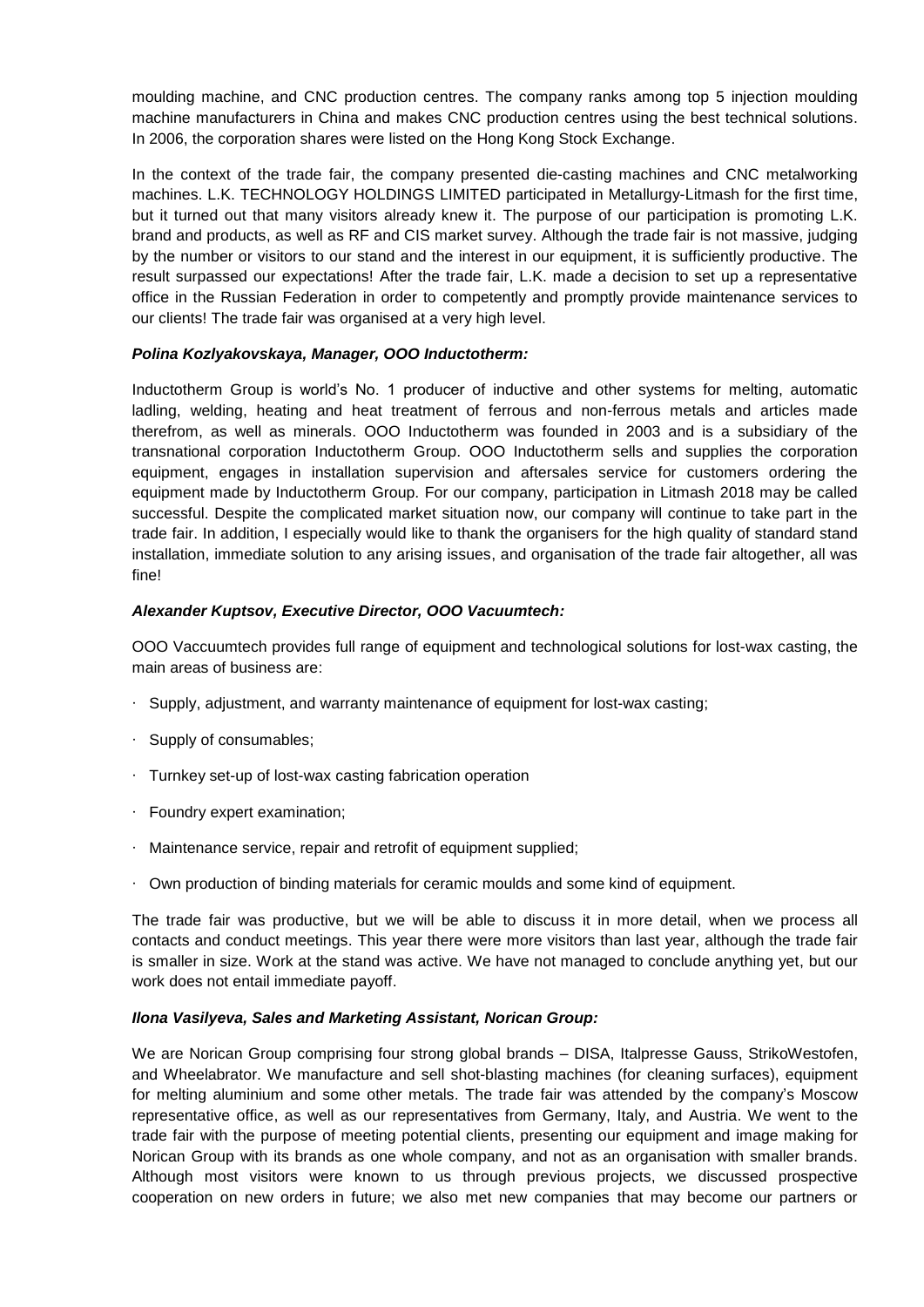moulding machine, and CNC production centres. The company ranks among top 5 injection moulding machine manufacturers in China and makes CNC production centres using the best technical solutions. In 2006, the corporation shares were listed on the Hong Kong Stock Exchange.

In the context of the trade fair, the company presented die-casting machines and CNC metalworking machines. L.K. TECHNOLOGY HOLDINGS LIMITED participated in Metallurgy-Litmash for the first time, but it turned out that many visitors already knew it. The purpose of our participation is promoting L.K. brand and products, as well as RF and CIS market survey. Although the trade fair is not massive, judging by the number or visitors to our stand and the interest in our equipment, it is sufficiently productive. The result surpassed our expectations! After the trade fair, L.K. made a decision to set up a representative office in the Russian Federation in order to competently and promptly provide maintenance services to our clients! The trade fair was organised at a very high level.

***Polina Kozlyakovskaya, Manager, OOO Inductotherm:***

Inductotherm Group is world's No. 1 producer of inductive and other systems for melting, automatic ladling, welding, heating and heat treatment of ferrous and non-ferrous metals and articles made therefrom, as well as minerals. OOO Inductotherm was founded in 2003 and is a subsidiary of the transnational corporation Inductotherm Group. OOO Inductotherm sells and supplies the corporation equipment, engages in installation supervision and aftersales service for customers ordering the equipment made by Inductotherm Group. For our company, participation in Litmash 2018 may be called successful. Despite the complicated market situation now, our company will continue to take part in the trade fair. In addition, I especially would like to thank the organisers for the high quality of standard stand installation, immediate solution to any arising issues, and organisation of the trade fair altogether, all was fine!

***Alexander Kuptsov, Executive Director, OOO Vacuumtech:***

OOO Vaccuumtech provides full range of equipment and technological solutions for lost-wax casting, the main areas of business are:

- Supply, adjustment, and warranty maintenance of equipment for lost-wax casting;
- Supply of consumables;
- Turnkey set-up of lost-wax casting fabrication operation
- Foundry expert examination;
- Maintenance service, repair and retrofit of equipment supplied;
- Own production of binding materials for ceramic moulds and some kind of equipment.

The trade fair was productive, but we will be able to discuss it in more detail, when we process all contacts and conduct meetings. This year there were more visitors than last year, although the trade fair is smaller in size. Work at the stand was active. We have not managed to conclude anything yet, but our work does not entail immediate payoff.

***Ilona Vasilyeva, Sales and Marketing Assistant, Norican Group:***

We are Norican Group comprising four strong global brands – DISA, Italpresse Gauss, StrikoWestofen, and Wheelabrator. We manufacture and sell shot-blasting machines (for cleaning surfaces), equipment for melting aluminium and some other metals. The trade fair was attended by the company's Moscow representative office, as well as our representatives from Germany, Italy, and Austria. We went to the trade fair with the purpose of meeting potential clients, presenting our equipment and image making for Norican Group with its brands as one whole company, and not as an organisation with smaller brands. Although most visitors were known to us through previous projects, we discussed prospective cooperation on new orders in future; we also met new companies that may become our partners or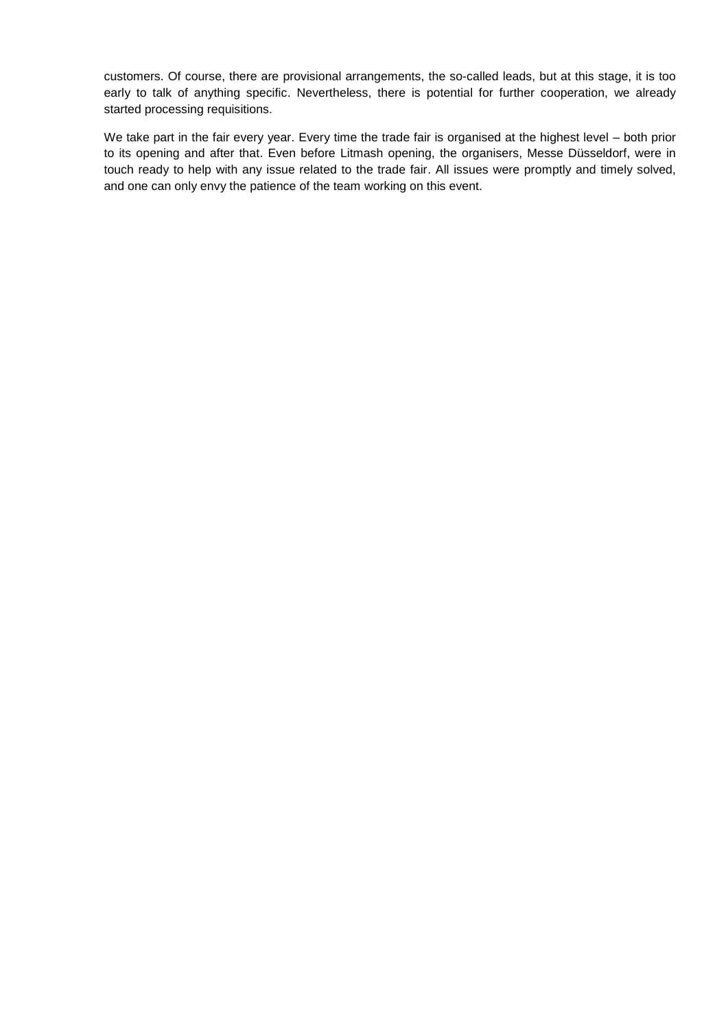customers. Of course, there are provisional arrangements, the so-called leads, but at this stage, it is too early to talk of anything specific. Nevertheless, there is potential for further cooperation, we already started processing requisitions.

We take part in the fair every year. Every time the trade fair is organised at the highest level – both prior to its opening and after that. Even before Litmash opening, the organisers, Messe Düsseldorf, were in touch ready to help with any issue related to the trade fair. All issues were promptly and timely solved, and one can only envy the patience of the team working on this event.